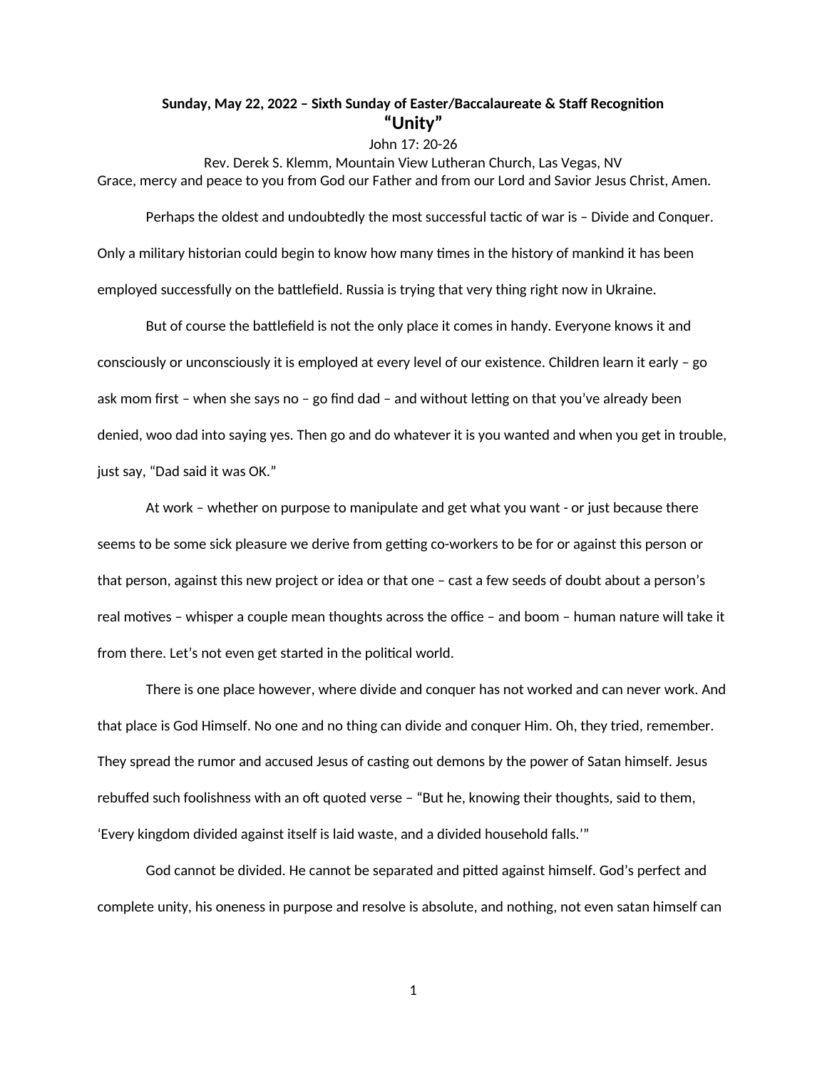**Sunday, May 22, 2022 – Sixth Sunday of Easter/Baccalaureate & Staff Recognition**

# "Unity"

John 17: 20-26

Rev. Derek S. Klemm, Mountain View Lutheran Church, Las Vegas, NV

Grace, mercy and peace to you from God our Father and from our Lord and Savior Jesus Christ, Amen.

Perhaps the oldest and undoubtedly the most successful tactic of war is – Divide and Conquer. Only a military historian could begin to know how many times in the history of mankind it has been employed successfully on the battlefield. Russia is trying that very thing right now in Ukraine.

But of course the battlefield is not the only place it comes in handy. Everyone knows it and consciously or unconsciously it is employed at every level of our existence. Children learn it early – go ask mom first – when she says no – go find dad – and without letting on that you've already been denied, woo dad into saying yes. Then go and do whatever it is you wanted and when you get in trouble, just say, "Dad said it was OK."

At work – whether on purpose to manipulate and get what you want - or just because there seems to be some sick pleasure we derive from getting co-workers to be for or against this person or that person, against this new project or idea or that one – cast a few seeds of doubt about a person's real motives – whisper a couple mean thoughts across the office – and boom – human nature will take it from there. Let's not even get started in the political world.

There is one place however, where divide and conquer has not worked and can never work. And that place is God Himself. No one and no thing can divide and conquer Him. Oh, they tried, remember. They spread the rumor and accused Jesus of casting out demons by the power of Satan himself. Jesus rebuffed such foolishness with an oft quoted verse – "But he, knowing their thoughts, said to them, 'Every kingdom divided against itself is laid waste, and a divided household falls.'"

God cannot be divided. He cannot be separated and pitted against himself. God's perfect and complete unity, his oneness in purpose and resolve is absolute, and nothing, not even satan himself can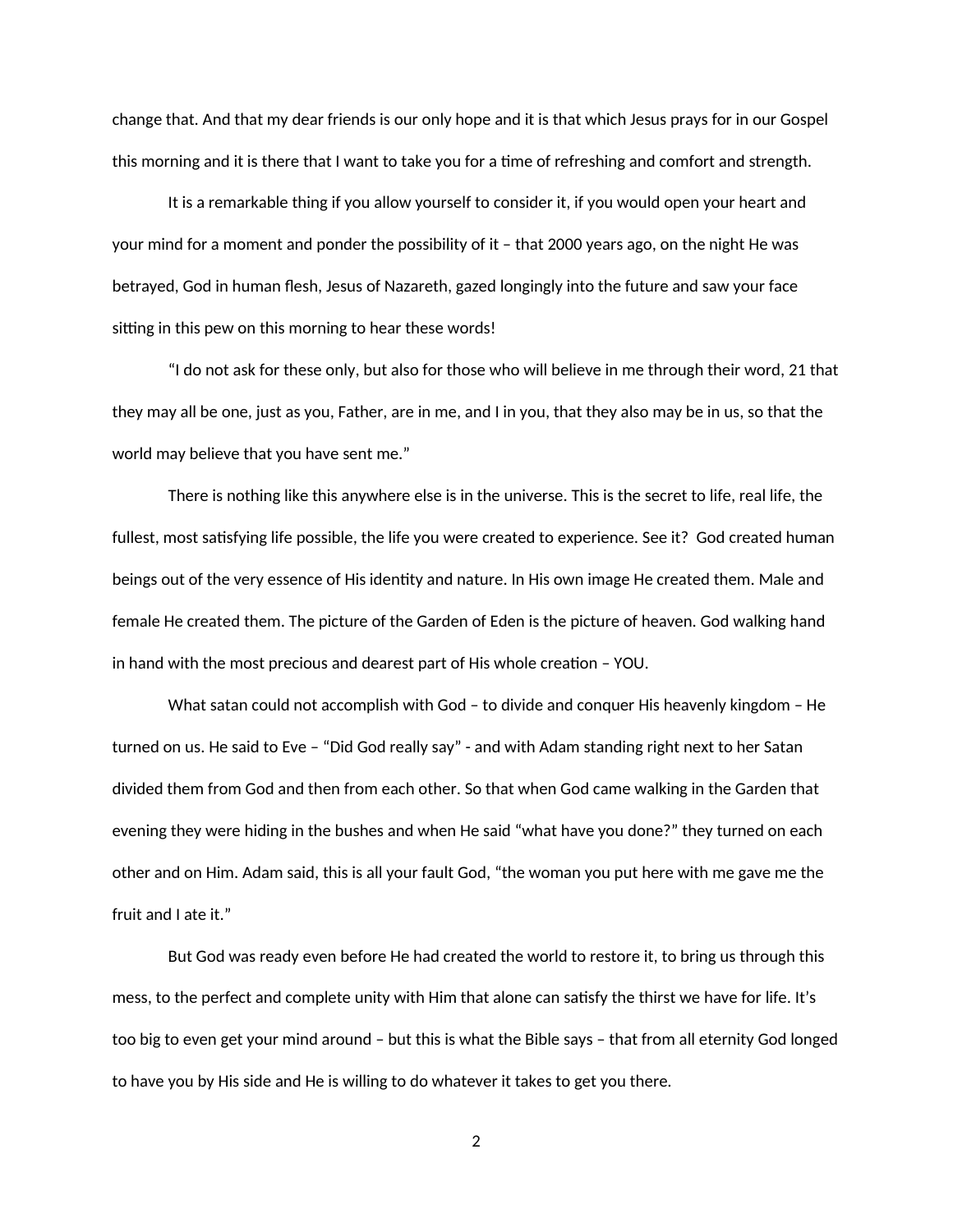change that. And that my dear friends is our only hope and it is that which Jesus prays for in our Gospel this morning and it is there that I want to take you for a time of refreshing and comfort and strength.

It is a remarkable thing if you allow yourself to consider it, if you would open your heart and your mind for a moment and ponder the possibility of it – that 2000 years ago, on the night He was betrayed, God in human flesh, Jesus of Nazareth, gazed longingly into the future and saw your face sitting in this pew on this morning to hear these words!

"I do not ask for these only, but also for those who will believe in me through their word, 21 that they may all be one, just as you, Father, are in me, and I in you, that they also may be in us, so that the world may believe that you have sent me."

There is nothing like this anywhere else is in the universe. This is the secret to life, real life, the fullest, most satisfying life possible, the life you were created to experience. See it? God created human beings out of the very essence of His identity and nature. In His own image He created them. Male and female He created them. The picture of the Garden of Eden is the picture of heaven. God walking hand in hand with the most precious and dearest part of His whole creation – YOU.

What satan could not accomplish with God – to divide and conquer His heavenly kingdom – He turned on us. He said to Eve – "Did God really say" - and with Adam standing right next to her Satan divided them from God and then from each other. So that when God came walking in the Garden that evening they were hiding in the bushes and when He said "what have you done?" they turned on each other and on Him. Adam said, this is all your fault God, "the woman you put here with me gave me the fruit and I ate it."

But God was ready even before He had created the world to restore it, to bring us through this mess, to the perfect and complete unity with Him that alone can satisfy the thirst we have for life. It's too big to even get your mind around – but this is what the Bible says – that from all eternity God longed to have you by His side and He is willing to do whatever it takes to get you there.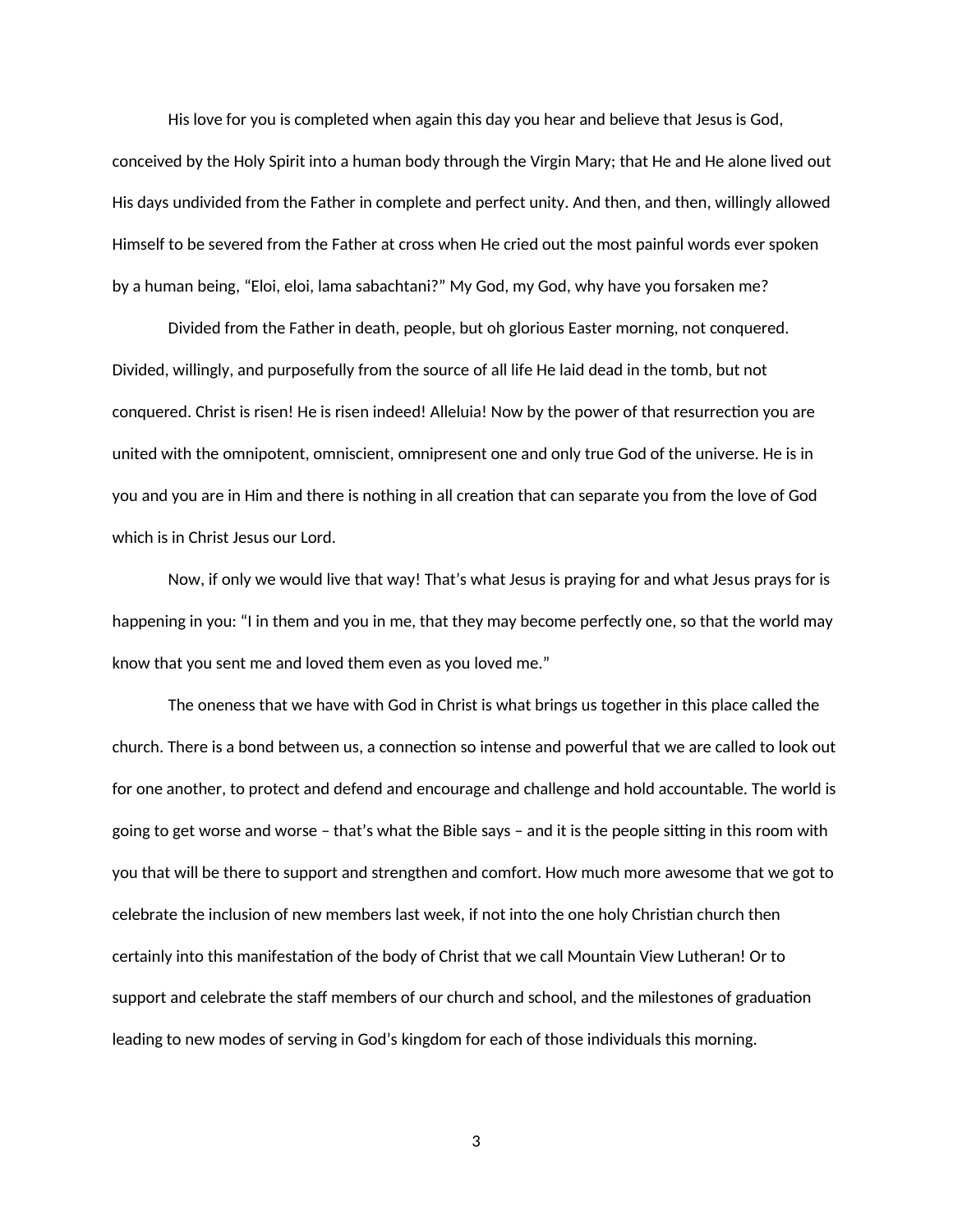His love for you is completed when again this day you hear and believe that Jesus is God, conceived by the Holy Spirit into a human body through the Virgin Mary; that He and He alone lived out His days undivided from the Father in complete and perfect unity. And then, and then, willingly allowed Himself to be severed from the Father at cross when He cried out the most painful words ever spoken by a human being, "Eloi, eloi, lama sabachtani?" My God, my God, why have you forsaken me?

Divided from the Father in death, people, but oh glorious Easter morning, not conquered. Divided, willingly, and purposefully from the source of all life He laid dead in the tomb, but not conquered. Christ is risen! He is risen indeed! Alleluia! Now by the power of that resurrection you are united with the omnipotent, omniscient, omnipresent one and only true God of the universe. He is in you and you are in Him and there is nothing in all creation that can separate you from the love of God which is in Christ Jesus our Lord.

Now, if only we would live that way! That's what Jesus is praying for and what Jesus prays for is happening in you: "I in them and you in me, that they may become perfectly one, so that the world may know that you sent me and loved them even as you loved me."

The oneness that we have with God in Christ is what brings us together in this place called the church. There is a bond between us, a connection so intense and powerful that we are called to look out for one another, to protect and defend and encourage and challenge and hold accountable. The world is going to get worse and worse – that's what the Bible says – and it is the people sitting in this room with you that will be there to support and strengthen and comfort. How much more awesome that we got to celebrate the inclusion of new members last week, if not into the one holy Christian church then certainly into this manifestation of the body of Christ that we call Mountain View Lutheran! Or to support and celebrate the staff members of our church and school, and the milestones of graduation leading to new modes of serving in God's kingdom for each of those individuals this morning.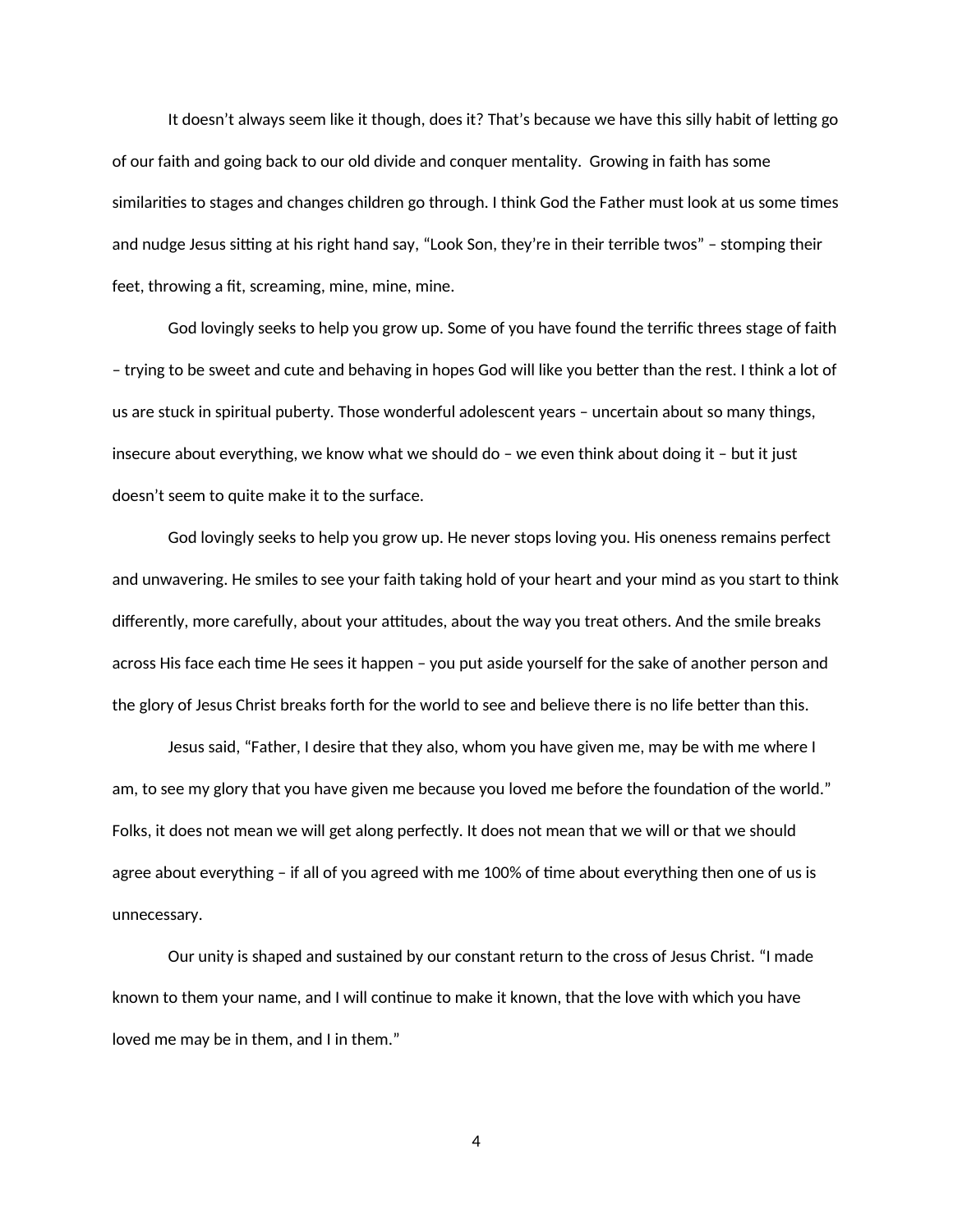It doesn't always seem like it though, does it? That's because we have this silly habit of letting go of our faith and going back to our old divide and conquer mentality.  Growing in faith has some similarities to stages and changes children go through. I think God the Father must look at us some times and nudge Jesus sitting at his right hand say, "Look Son, they're in their terrible twos" – stomping their feet, throwing a fit, screaming, mine, mine, mine.

God lovingly seeks to help you grow up. Some of you have found the terrific threes stage of faith – trying to be sweet and cute and behaving in hopes God will like you better than the rest. I think a lot of us are stuck in spiritual puberty. Those wonderful adolescent years – uncertain about so many things, insecure about everything, we know what we should do – we even think about doing it – but it just doesn't seem to quite make it to the surface.

God lovingly seeks to help you grow up. He never stops loving you. His oneness remains perfect and unwavering. He smiles to see your faith taking hold of your heart and your mind as you start to think differently, more carefully, about your attitudes, about the way you treat others. And the smile breaks across His face each time He sees it happen – you put aside yourself for the sake of another person and the glory of Jesus Christ breaks forth for the world to see and believe there is no life better than this.

Jesus said, "Father, I desire that they also, whom you have given me, may be with me where I am, to see my glory that you have given me because you loved me before the foundation of the world." Folks, it does not mean we will get along perfectly. It does not mean that we will or that we should agree about everything – if all of you agreed with me 100% of time about everything then one of us is unnecessary.

Our unity is shaped and sustained by our constant return to the cross of Jesus Christ. "I made known to them your name, and I will continue to make it known, that the love with which you have loved me may be in them, and I in them."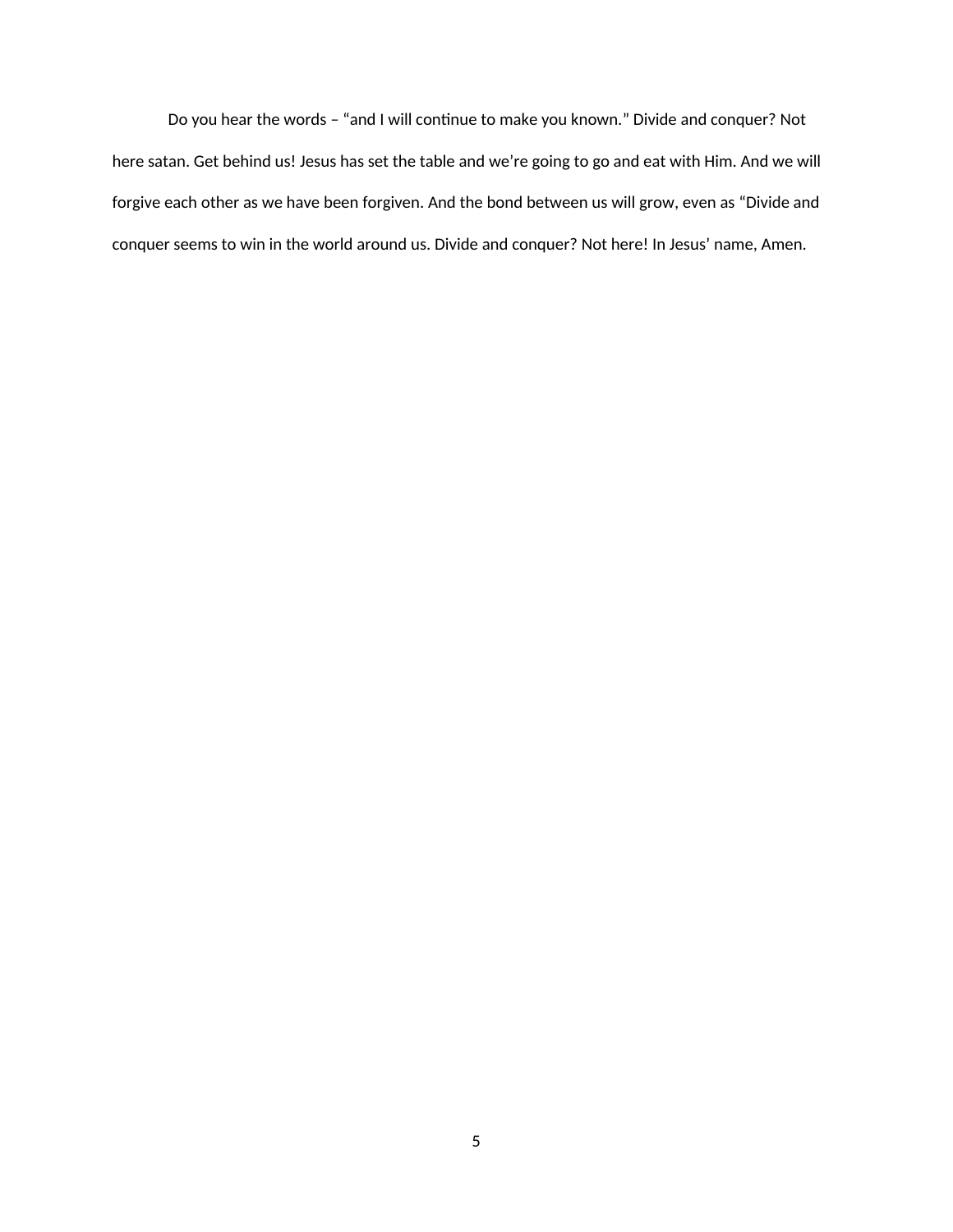Do you hear the words – “and I will continue to make you known.” Divide and conquer? Not here satan. Get behind us! Jesus has set the table and we’re going to go and eat with Him. And we will forgive each other as we have been forgiven. And the bond between us will grow, even as “Divide and conquer seems to win in the world around us. Divide and conquer? Not here! In Jesus’ name, Amen.